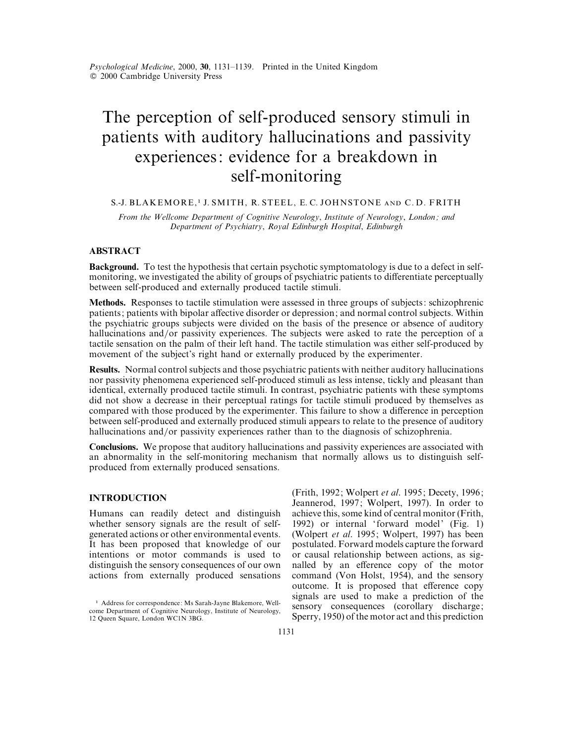# The perception of self-produced sensory stimuli in patients with auditory hallucinations and passivity experiences: evidence for a breakdown in self-monitoring

S.-J. BLAKEMORE,[1] J. SMITH, R. STEEL, E. C. JOHNSTONE AND C. D. FRITH

*From the Wellcome Department of Cognitive Neurology, Institute of Neurology, London; and Department of Psychiatry, Royal Edinburgh Hospital, Edinburgh*

## ABSTRACT

**Background.** To test the hypothesis that certain psychotic symptomatology is due to a defect in self-monitoring, we investigated the ability of groups of psychiatric patients to differentiate perceptually between self-produced and externally produced tactile stimuli.

**Methods.** Responses to tactile stimulation were assessed in three groups of subjects: schizophrenic patients; patients with bipolar affective disorder or depression; and normal control subjects. Within the psychiatric groups subjects were divided on the basis of the presence or absence of auditory hallucinations and/or passivity experiences. The subjects were asked to rate the perception of a tactile sensation on the palm of their left hand. The tactile stimulation was either self-produced by movement of the subject's right hand or externally produced by the experimenter.

**Results.** Normal control subjects and those psychiatric patients with neither auditory hallucinations nor passivity phenomena experienced self-produced stimuli as less intense, tickly and pleasant than identical, externally produced tactile stimuli. In contrast, psychiatric patients with these symptoms did not show a decrease in their perceptual ratings for tactile stimuli produced by themselves as compared with those produced by the experimenter. This failure to show a difference in perception between self-produced and externally produced stimuli appears to relate to the presence of auditory hallucinations and/or passivity experiences rather than to the diagnosis of schizophrenia.

**Conclusions.** We propose that auditory hallucinations and passivity experiences are associated with an abnormality in the self-monitoring mechanism that normally allows us to distinguish self-produced from externally produced sensations.

## INTRODUCTION

Humans can readily detect and distinguish whether sensory signals are the result of self-generated actions or other environmental events. It has been proposed that knowledge of our intentions or motor commands is used to distinguish the sensory consequences of our own actions from externally produced sensations (Frith, 1992; Wolpert *et al*. 1995; Decety, 1996; Jeannerod, 1997; Wolpert, 1997). In order to achieve this, some kind of central monitor (Frith, 1992) or internal 'forward model' (Fig. 1) (Wolpert *et al*. 1995; Wolpert, 1997) has been postulated. Forward models capture the forward or causal relationship between actions, as signalled by an efference copy of the motor command (Von Holst, 1954), and the sensory outcome. It is proposed that efference copy signals are used to make a prediction of the sensory consequences (corollary discharge; Sperry, 1950) of the motor act and this prediction

[1] Address for correspondence: Ms Sarah-Jayne Blakemore, Wellcome Department of Cognitive Neurology, Institute of Neurology, 12 Queen Square, London WC1N 3BG.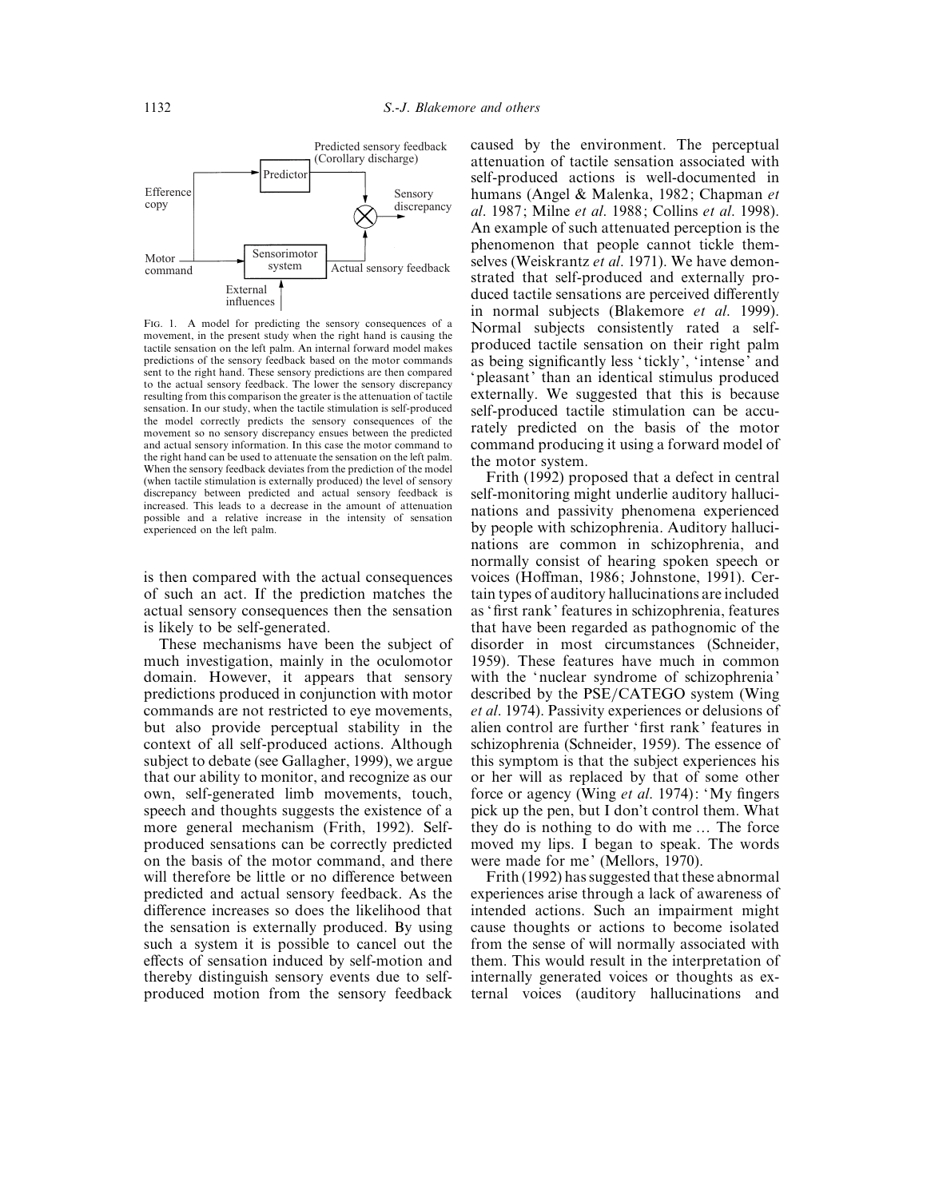Fig. 1. A model for predicting the sensory consequences of a movement, in the present study when the right hand is causing the tactile sensation on the left palm. An internal forward model makes predictions of the sensory feedback based on the motor commands sent to the right hand. These sensory predictions are then compared to the actual sensory feedback. The lower the sensory discrepancy resulting from this comparison the greater is the attenuation of tactile sensation. In our study, when the tactile stimulation is self-produced the model correctly predicts the sensory consequences of the movement so no sensory discrepancy ensues between the predicted and actual sensory information. In this case the motor command to the right hand can be used to attenuate the sensation on the left palm. When the sensory feedback deviates from the prediction of the model (when tactile stimulation is externally produced) the level of sensory discrepancy between predicted and actual sensory feedback is increased. This leads to a decrease in the amount of attenuation possible and a relative increase in the intensity of sensation experienced on the left palm.

is then compared with the actual consequences of such an act. If the prediction matches the actual sensory consequences then the sensation is likely to be self-generated.

These mechanisms have been the subject of much investigation, mainly in the oculomotor domain. However, it appears that sensory predictions produced in conjunction with motor commands are not restricted to eye movements, but also provide perceptual stability in the context of all self-produced actions. Although subject to debate (see Gallagher, 1999), we argue that our ability to monitor, and recognize as our own, self-generated limb movements, touch, speech and thoughts suggests the existence of a more general mechanism (Frith, 1992). Self-produced sensations can be correctly predicted on the basis of the motor command, and there will therefore be little or no difference between predicted and actual sensory feedback. As the difference increases so does the likelihood that the sensation is externally produced. By using such a system it is possible to cancel out the effects of sensation induced by self-motion and thereby distinguish sensory events due to self-produced motion from the sensory feedback caused by the environment. The perceptual attenuation of tactile sensation associated with self-produced actions is well-documented in humans (Angel & Malenka, 1982; Chapman *et al*. 1987; Milne *et al*. 1988; Collins *et al*. 1998). An example of such attenuated perception is the phenomenon that people cannot tickle themselves (Weiskrantz *et al*. 1971). We have demonstrated that self-produced and externally produced tactile sensations are perceived differently in normal subjects (Blakemore *et al*. 1999). Normal subjects consistently rated a self-produced tactile sensation on their right palm as being significantly less 'tickly', 'intense' and 'pleasant' than an identical stimulus produced externally. We suggested that this is because self-produced tactile stimulation can be accurately predicted on the basis of the motor command producing it using a forward model of the motor system.

Frith (1992) proposed that a defect in central self-monitoring might underlie auditory hallucinations and passivity phenomena experienced by people with schizophrenia. Auditory hallucinations are common in schizophrenia, and normally consist of hearing spoken speech or voices (Hoffman, 1986; Johnstone, 1991). Certain types of auditory hallucinations are included as 'first rank' features in schizophrenia, features that have been regarded as pathognomic of the disorder in most circumstances (Schneider, 1959). These features have much in common with the 'nuclear syndrome of schizophrenia' described by the PSE/CATEGO system (Wing *et al*. 1974). Passivity experiences or delusions of alien control are further 'first rank' features in schizophrenia (Schneider, 1959). The essence of this symptom is that the subject experiences his or her will as replaced by that of some other force or agency (Wing *et al*. 1974): 'My fingers pick up the pen, but I don't control them. What they do is nothing to do with me … The force moved my lips. I began to speak. The words were made for me' (Mellors, 1970).

Frith (1992) has suggested that these abnormal experiences arise through a lack of awareness of intended actions. Such an impairment might cause thoughts or actions to become isolated from the sense of will normally associated with them. This would result in the interpretation of internally generated voices or thoughts as external voices (auditory hallucinations and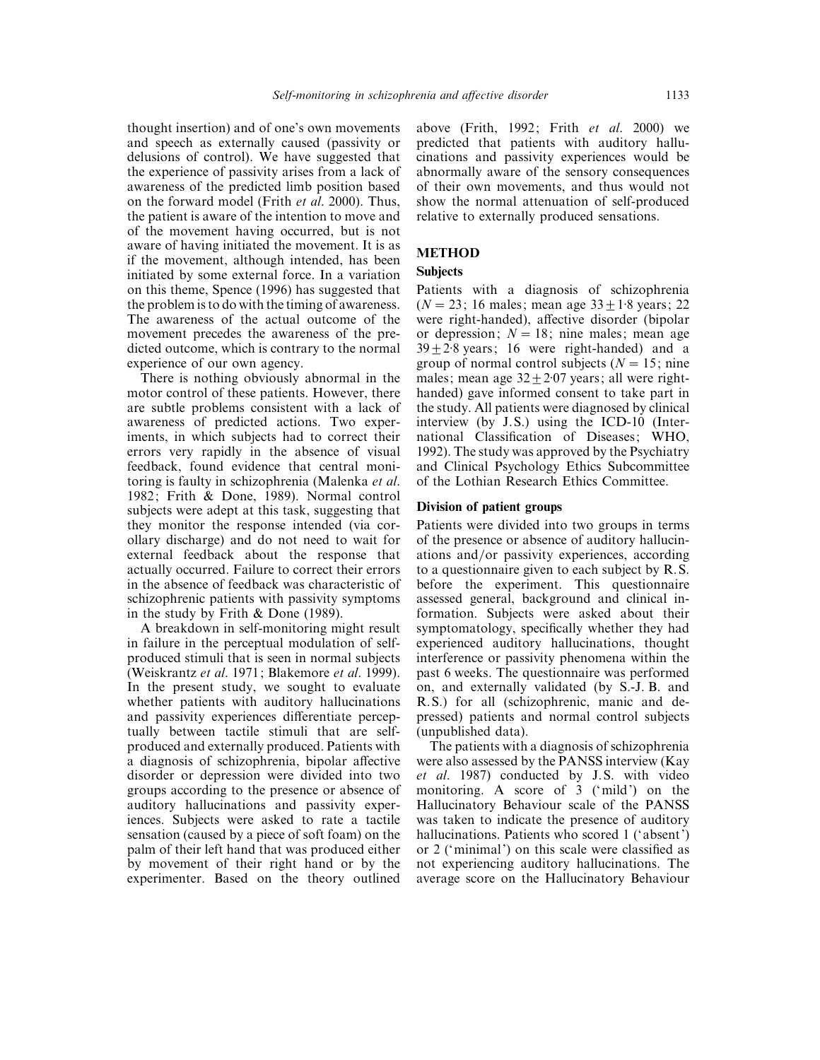thought insertion) and of one's own movements and speech as externally caused (passivity or delusions of control). We have suggested that the experience of passivity arises from a lack of awareness of the predicted limb position based on the forward model (Frith *et al*. 2000). Thus, the patient is aware of the intention to move and of the movement having occurred, but is not aware of having initiated the movement. It is as if the movement, although intended, has been initiated by some external force. In a variation on this theme, Spence (1996) has suggested that the problem is to do with the timing of awareness. The awareness of the actual outcome of the movement precedes the awareness of the predicted outcome, which is contrary to the normal experience of our own agency.

There is nothing obviously abnormal in the motor control of these patients. However, there are subtle problems consistent with a lack of awareness of predicted actions. Two experiments, in which subjects had to correct their errors very rapidly in the absence of visual feedback, found evidence that central monitoring is faulty in schizophrenia (Malenka *et al*. 1982; Frith & Done, 1989). Normal control subjects were adept at this task, suggesting that they monitor the response intended (via corollary discharge) and do not need to wait for external feedback about the response that actually occurred. Failure to correct their errors in the absence of feedback was characteristic of schizophrenic patients with passivity symptoms in the study by Frith & Done (1989).

A breakdown in self-monitoring might result in failure in the perceptual modulation of self-produced stimuli that is seen in normal subjects (Weiskrantz *et al*. 1971; Blakemore *et al*. 1999). In the present study, we sought to evaluate whether patients with auditory hallucinations and passivity experiences differentiate perceptually between tactile stimuli that are self-produced and externally produced. Patients with a diagnosis of schizophrenia, bipolar affective disorder or depression were divided into two groups according to the presence or absence of auditory hallucinations and passivity experiences. Subjects were asked to rate a tactile sensation (caused by a piece of soft foam) on the palm of their left hand that was produced either by movement of their right hand or by the experimenter. Based on the theory outlined above (Frith, 1992; Frith *et al*. 2000) we predicted that patients with auditory hallucinations and passivity experiences would be abnormally aware of the sensory consequences of their own movements, and thus would not show the normal attenuation of self-produced relative to externally produced sensations.

## METHOD

### Subjects

Patients with a diagnosis of schizophrenia ($N = 23$; 16 males; mean age $33 \pm 1{\cdot}8$ years; 22 were right-handed), affective disorder (bipolar or depression; $N = 18$; nine males; mean age $39 \pm 2{\cdot}8$ years; 16 were right-handed) and a group of normal control subjects ($N = 15$; nine males; mean age $32 \pm 2{\cdot}07$ years; all were right-handed) gave informed consent to take part in the study. All patients were diagnosed by clinical interview (by J.S.) using the ICD-10 (International Classification of Diseases; WHO, 1992). The study was approved by the Psychiatry and Clinical Psychology Ethics Subcommittee of the Lothian Research Ethics Committee.

### Division of patient groups

Patients were divided into two groups in terms of the presence or absence of auditory hallucinations and/or passivity experiences, according to a questionnaire given to each subject by R.S. before the experiment. This questionnaire assessed general, background and clinical information. Subjects were asked about their symptomatology, specifically whether they had experienced auditory hallucinations, thought interference or passivity phenomena within the past 6 weeks. The questionnaire was performed on, and externally validated (by S.-J. B. and R.S.) for all (schizophrenic, manic and depressed) patients and normal control subjects (unpublished data).

The patients with a diagnosis of schizophrenia were also assessed by the PANSS interview (Kay *et al*. 1987) conducted by J.S. with video monitoring. A score of 3 ('mild') on the Hallucinatory Behaviour scale of the PANSS was taken to indicate the presence of auditory hallucinations. Patients who scored 1 ('absent') or 2 ('minimal') on this scale were classified as not experiencing auditory hallucinations. The average score on the Hallucinatory Behaviour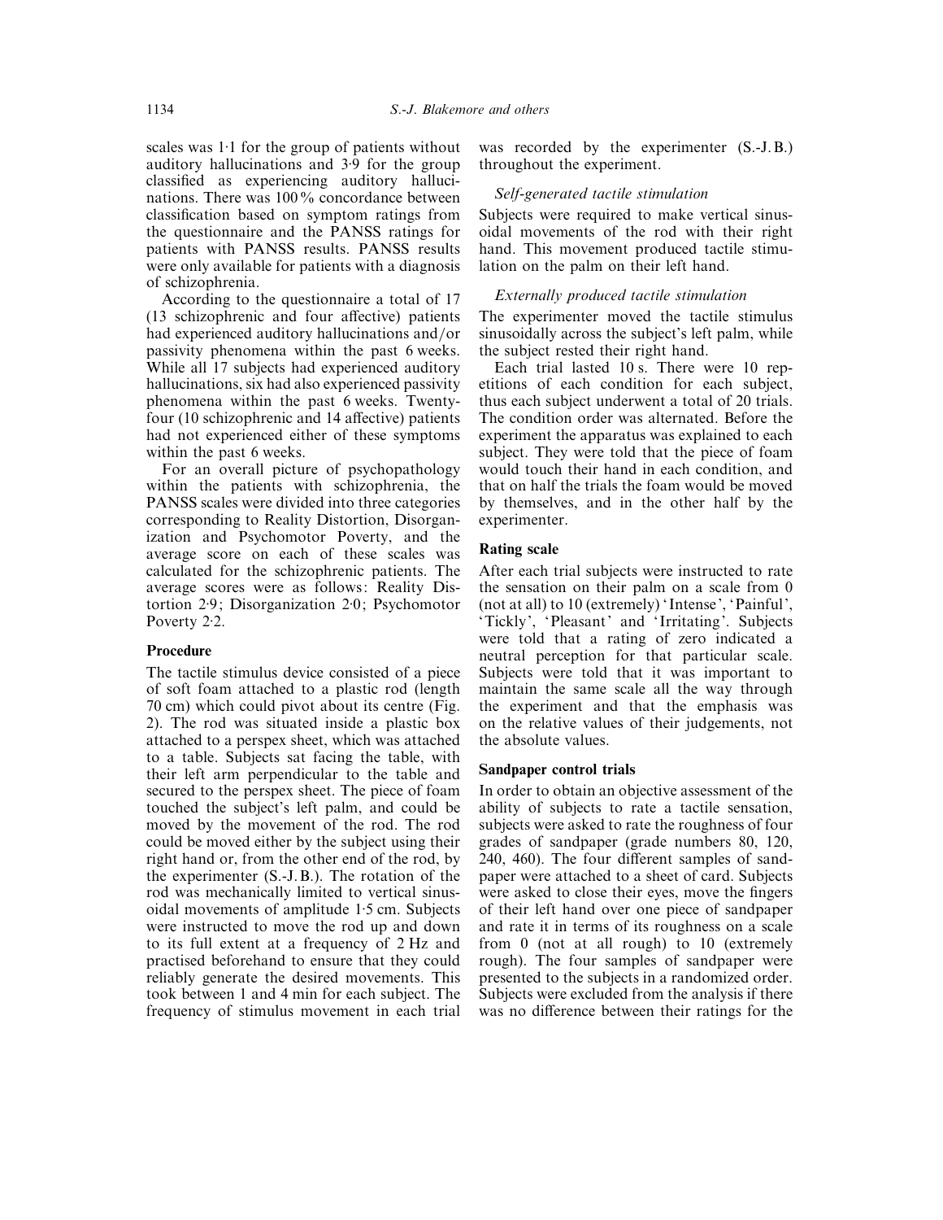scales was 1·1 for the group of patients without auditory hallucinations and 3·9 for the group classified as experiencing auditory hallucinations. There was 100% concordance between classification based on symptom ratings from the questionnaire and the PANSS ratings for patients with PANSS results. PANSS results were only available for patients with a diagnosis of schizophrenia.

According to the questionnaire a total of 17 (13 schizophrenic and four affective) patients had experienced auditory hallucinations and/or passivity phenomena within the past 6 weeks. While all 17 subjects had experienced auditory hallucinations, six had also experienced passivity phenomena within the past 6 weeks. Twenty-four (10 schizophrenic and 14 affective) patients had not experienced either of these symptoms within the past 6 weeks.

For an overall picture of psychopathology within the patients with schizophrenia, the PANSS scales were divided into three categories corresponding to Reality Distortion, Disorganization and Psychomotor Poverty, and the average score on each of these scales was calculated for the schizophrenic patients. The average scores were as follows: Reality Distortion 2·9; Disorganization 2·0; Psychomotor Poverty 2·2.

## Procedure

The tactile stimulus device consisted of a piece of soft foam attached to a plastic rod (length 70 cm) which could pivot about its centre (Fig. 2). The rod was situated inside a plastic box attached to a perspex sheet, which was attached to a table. Subjects sat facing the table, with their left arm perpendicular to the table and secured to the perspex sheet. The piece of foam touched the subject's left palm, and could be moved by the movement of the rod. The rod could be moved either by the subject using their right hand or, from the other end of the rod, by the experimenter (S.-J. B.). The rotation of the rod was mechanically limited to vertical sinusoidal movements of amplitude 1·5 cm. Subjects were instructed to move the rod up and down to its full extent at a frequency of 2 Hz and practised beforehand to ensure that they could reliably generate the desired movements. This took between 1 and 4 min for each subject. The frequency of stimulus movement in each trial was recorded by the experimenter (S.-J. B.) throughout the experiment.

### *Self-generated tactile stimulation*

Subjects were required to make vertical sinusoidal movements of the rod with their right hand. This movement produced tactile stimulation on the palm on their left hand.

### *Externally produced tactile stimulation*

The experimenter moved the tactile stimulus sinusoidally across the subject's left palm, while the subject rested their right hand.

Each trial lasted 10 s. There were 10 repetitions of each condition for each subject, thus each subject underwent a total of 20 trials. The condition order was alternated. Before the experiment the apparatus was explained to each subject. They were told that the piece of foam would touch their hand in each condition, and that on half the trials the foam would be moved by themselves, and in the other half by the experimenter.

## Rating scale

After each trial subjects were instructed to rate the sensation on their palm on a scale from 0 (not at all) to 10 (extremely) 'Intense', 'Painful', 'Tickly', 'Pleasant' and 'Irritating'. Subjects were told that a rating of zero indicated a neutral perception for that particular scale. Subjects were told that it was important to maintain the same scale all the way through the experiment and that the emphasis was on the relative values of their judgements, not the absolute values.

## Sandpaper control trials

In order to obtain an objective assessment of the ability of subjects to rate a tactile sensation, subjects were asked to rate the roughness of four grades of sandpaper (grade numbers 80, 120, 240, 460). The four different samples of sandpaper were attached to a sheet of card. Subjects were asked to close their eyes, move the fingers of their left hand over one piece of sandpaper and rate it in terms of its roughness on a scale from 0 (not at all rough) to 10 (extremely rough). The four samples of sandpaper were presented to the subjects in a randomized order. Subjects were excluded from the analysis if there was no difference between their ratings for the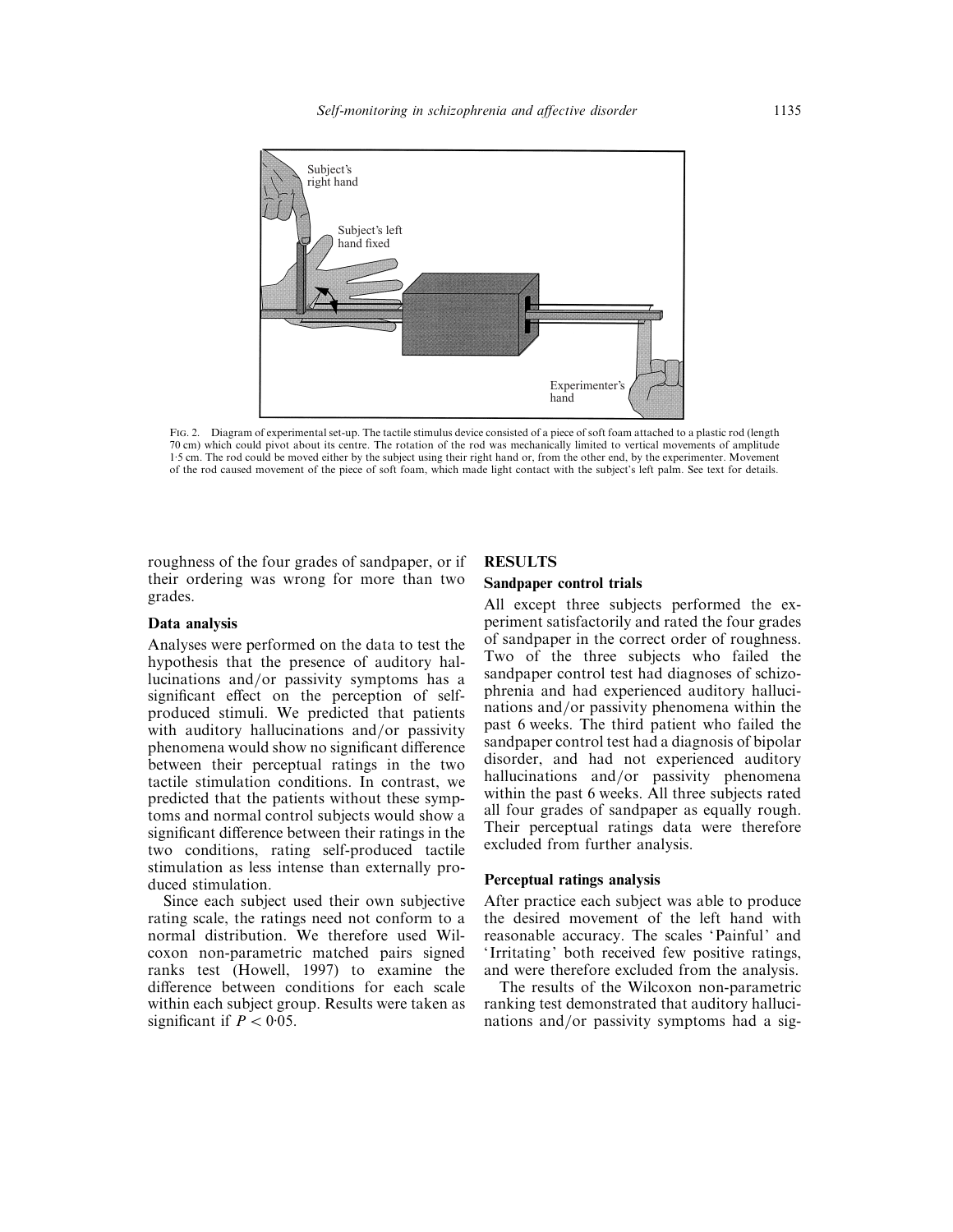FIG. 2. Diagram of experimental set-up. The tactile stimulus device consisted of a piece of soft foam attached to a plastic rod (length 70 cm) which could pivot about its centre. The rotation of the rod was mechanically limited to vertical movements of amplitude 1·5 cm. The rod could be moved either by the subject using their right hand or, from the other end, by the experimenter. Movement of the rod caused movement of the piece of soft foam, which made light contact with the subject's left palm. See text for details.

roughness of the four grades of sandpaper, or if their ordering was wrong for more than two grades.

### Data analysis

Analyses were performed on the data to test the hypothesis that the presence of auditory hallucinations and/or passivity symptoms has a significant effect on the perception of self-produced stimuli. We predicted that patients with auditory hallucinations and/or passivity phenomena would show no significant difference between their perceptual ratings in the two tactile stimulation conditions. In contrast, we predicted that the patients without these symptoms and normal control subjects would show a significant difference between their ratings in the two conditions, rating self-produced tactile stimulation as less intense than externally produced stimulation.

Since each subject used their own subjective rating scale, the ratings need not conform to a normal distribution. We therefore used Wilcoxon non-parametric matched pairs signed ranks test (Howell, 1997) to examine the difference between conditions for each scale within each subject group. Results were taken as significant if $P < 0·05$.

## RESULTS

### Sandpaper control trials

All except three subjects performed the experiment satisfactorily and rated the four grades of sandpaper in the correct order of roughness. Two of the three subjects who failed the sandpaper control test had diagnoses of schizophrenia and had experienced auditory hallucinations and/or passivity phenomena within the past 6 weeks. The third patient who failed the sandpaper control test had a diagnosis of bipolar disorder, and had not experienced auditory hallucinations and/or passivity phenomena within the past 6 weeks. All three subjects rated all four grades of sandpaper as equally rough. Their perceptual ratings data were therefore excluded from further analysis.

### Perceptual ratings analysis

After practice each subject was able to produce the desired movement of the left hand with reasonable accuracy. The scales 'Painful' and 'Irritating' both received few positive ratings, and were therefore excluded from the analysis.

The results of the Wilcoxon non-parametric ranking test demonstrated that auditory hallucinations and/or passivity symptoms had a sig-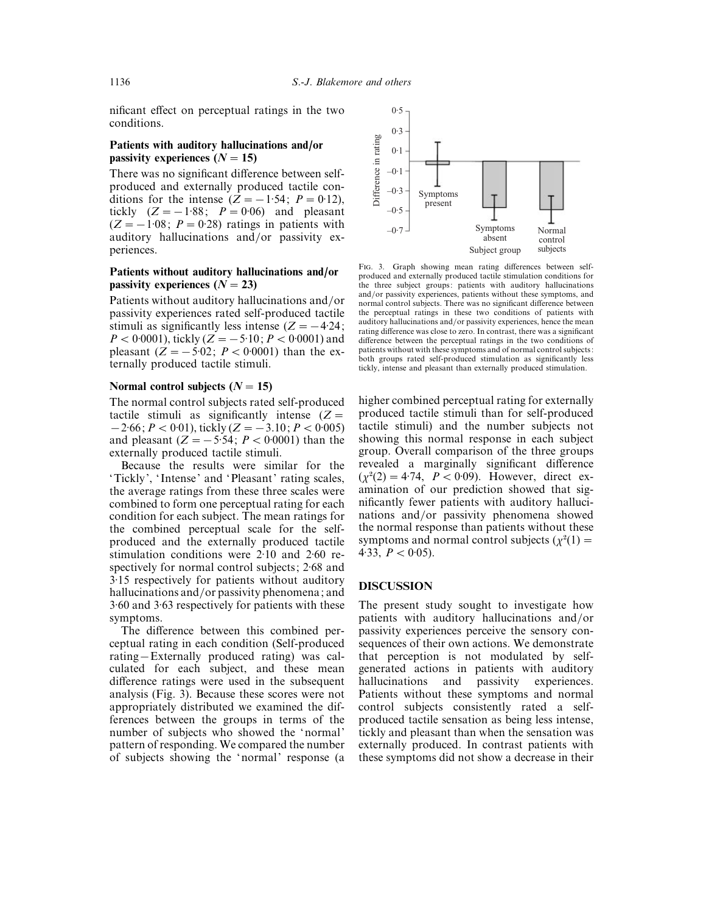nificant effect on perceptual ratings in the two conditions.

### Patients with auditory hallucinations and/or passivity experiences ($N = 15$)

There was no significant difference between self-produced and externally produced tactile conditions for the intense ($Z = -1{\cdot}54$; $P = 0{\cdot}12$), tickly ($Z = -1{\cdot}88$; $P = 0{\cdot}06$) and pleasant ($Z = -1{\cdot}08$; $P = 0{\cdot}28$) ratings in patients with auditory hallucinations and/or passivity experiences.

### Patients without auditory hallucinations and/or passivity experiences ($N = 23$)

Patients without auditory hallucinations and/or passivity experiences rated self-produced tactile stimuli as significantly less intense ($Z = -4{\cdot}24$; $P < 0{\cdot}0001$), tickly ($Z = -5{\cdot}10$; $P < 0{\cdot}0001$) and pleasant ($Z = -5{\cdot}02$; $P < 0{\cdot}0001$) than the externally produced tactile stimuli.

### Normal control subjects ($N = 15$)

The normal control subjects rated self-produced tactile stimuli as significantly intense ($Z = -2{\cdot}66$; $P < 0{\cdot}01$), tickly ($Z = -3.10$; $P < 0{\cdot}005$) and pleasant ($Z = -5{\cdot}54$; $P < 0{\cdot}0001$) than the externally produced tactile stimuli.

Because the results were similar for the 'Tickly', 'Intense' and 'Pleasant' rating scales, the average ratings from these three scales were combined to form one perceptual rating for each condition for each subject. The mean ratings for the combined perceptual scale for the self-produced and the externally produced tactile stimulation conditions were 2·10 and 2·60 respectively for normal control subjects; 2·68 and 3·15 respectively for patients without auditory hallucinations and/or passivity phenomena; and 3·60 and 3·63 respectively for patients with these symptoms.

The difference between this combined perceptual rating in each condition (Self-produced rating − Externally produced rating) was calculated for each subject, and these mean difference ratings were used in the subsequent analysis (Fig. 3). Because these scores were not appropriately distributed we examined the differences between the groups in terms of the number of subjects who showed the 'normal' pattern of responding. We compared the number of subjects showing the 'normal' response (a higher combined perceptual rating for externally produced tactile stimuli than for self-produced tactile stimuli) and the number subjects not showing this normal response in each subject group. Overall comparison of the three groups revealed a marginally significant difference ($\chi^2(2) = 4{\cdot}74$, $P < 0{\cdot}09$). However, direct examination of our prediction showed that significantly fewer patients with auditory hallucinations and/or passivity phenomena showed the normal response than patients without these symptoms and normal control subjects ($\chi^2(1) = 4{\cdot}33$, $P < 0{\cdot}05$).

Fig. 3. Graph showing mean rating differences between self-produced and externally produced tactile stimulation conditions for the three subject groups: patients with auditory hallucinations and/or passivity experiences, patients without these symptoms, and normal control subjects. There was no significant difference between the perceptual ratings in these two conditions of patients with auditory hallucinations and/or passivity experiences, hence the mean rating difference was close to zero. In contrast, there was a significant difference between the perceptual ratings in the two conditions of patients without with these symptoms and of normal control subjects: both groups rated self-produced stimulation as significantly less tickly, intense and pleasant than externally produced stimulation.

## DISCUSSION

The present study sought to investigate how patients with auditory hallucinations and/or passivity experiences perceive the sensory consequences of their own actions. We demonstrate that perception is not modulated by self-generated actions in patients with auditory hallucinations and passivity experiences. Patients without these symptoms and normal control subjects consistently rated a self-produced tactile sensation as being less intense, tickly and pleasant than when the sensation was externally produced. In contrast patients with these symptoms did not show a decrease in their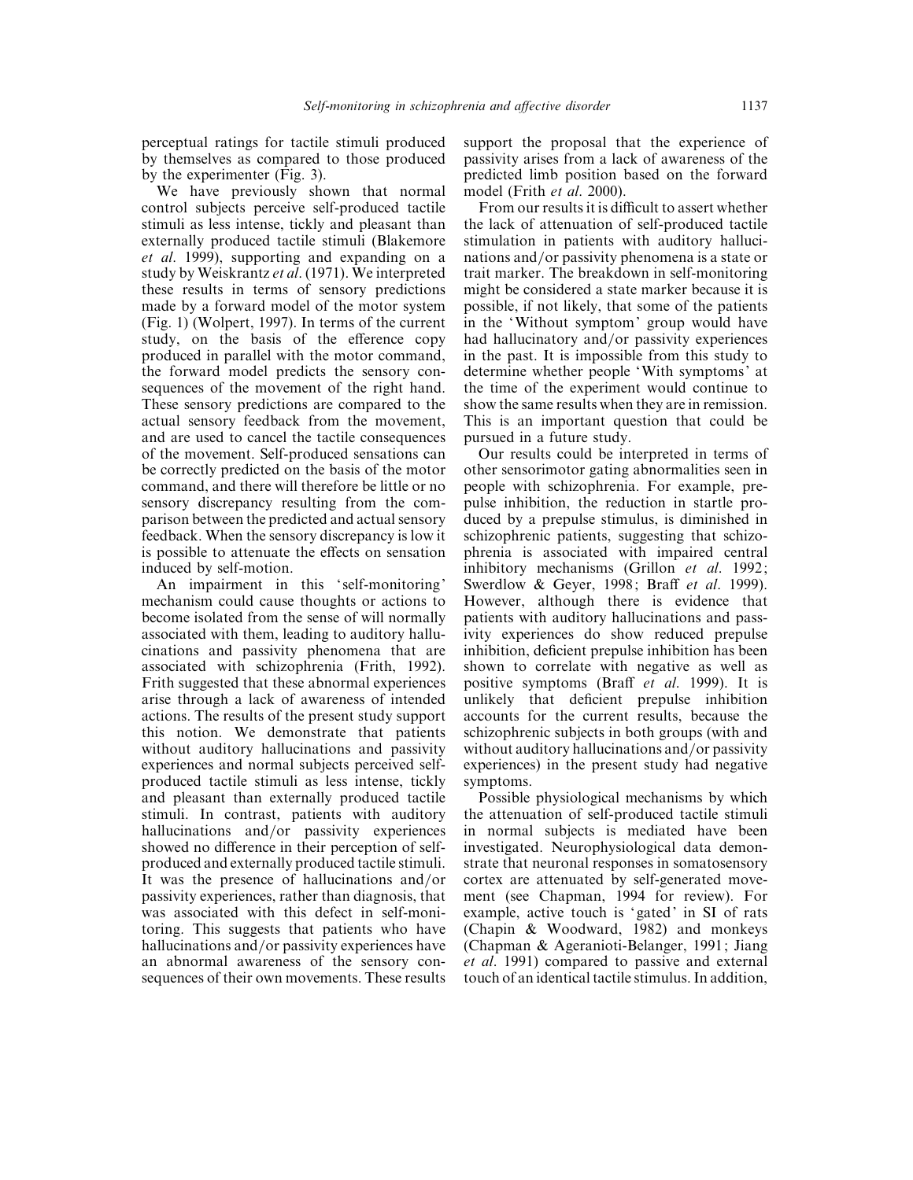perceptual ratings for tactile stimuli produced by themselves as compared to those produced by the experimenter (Fig. 3).

We have previously shown that normal control subjects perceive self-produced tactile stimuli as less intense, tickly and pleasant than externally produced tactile stimuli (Blakemore *et al.* 1999), supporting and expanding on a study by Weiskrantz *et al.* (1971). We interpreted these results in terms of sensory predictions made by a forward model of the motor system (Fig. 1) (Wolpert, 1997). In terms of the current study, on the basis of the efference copy produced in parallel with the motor command, the forward model predicts the sensory consequences of the movement of the right hand. These sensory predictions are compared to the actual sensory feedback from the movement, and are used to cancel the tactile consequences of the movement. Self-produced sensations can be correctly predicted on the basis of the motor command, and there will therefore be little or no sensory discrepancy resulting from the comparison between the predicted and actual sensory feedback. When the sensory discrepancy is low it is possible to attenuate the effects on sensation induced by self-motion.

An impairment in this 'self-monitoring' mechanism could cause thoughts or actions to become isolated from the sense of will normally associated with them, leading to auditory hallucinations and passivity phenomena that are associated with schizophrenia (Frith, 1992). Frith suggested that these abnormal experiences arise through a lack of awareness of intended actions. The results of the present study support this notion. We demonstrate that patients without auditory hallucinations and passivity experiences and normal subjects perceived self-produced tactile stimuli as less intense, tickly and pleasant than externally produced tactile stimuli. In contrast, patients with auditory hallucinations and/or passivity experiences showed no difference in their perception of self-produced and externally produced tactile stimuli. It was the presence of hallucinations and/or passivity experiences, rather than diagnosis, that was associated with this defect in self-monitoring. This suggests that patients who have hallucinations and/or passivity experiences have an abnormal awareness of the sensory consequences of their own movements. These results support the proposal that the experience of passivity arises from a lack of awareness of the predicted limb position based on the forward model (Frith *et al.* 2000).

From our results it is difficult to assert whether the lack of attenuation of self-produced tactile stimulation in patients with auditory hallucinations and/or passivity phenomena is a state or trait marker. The breakdown in self-monitoring might be considered a state marker because it is possible, if not likely, that some of the patients in the 'Without symptom' group would have had hallucinatory and/or passivity experiences in the past. It is impossible from this study to determine whether people 'With symptoms' at the time of the experiment would continue to show the same results when they are in remission. This is an important question that could be pursued in a future study.

Our results could be interpreted in terms of other sensorimotor gating abnormalities seen in people with schizophrenia. For example, prepulse inhibition, the reduction in startle produced by a prepulse stimulus, is diminished in schizophrenic patients, suggesting that schizophrenia is associated with impaired central inhibitory mechanisms (Grillon *et al.* 1992; Swerdlow & Geyer, 1998; Braff *et al.* 1999). However, although there is evidence that patients with auditory hallucinations and passivity experiences do show reduced prepulse inhibition, deficient prepulse inhibition has been shown to correlate with negative as well as positive symptoms (Braff *et al.* 1999). It is unlikely that deficient prepulse inhibition accounts for the current results, because the schizophrenic subjects in both groups (with and without auditory hallucinations and/or passivity experiences) in the present study had negative symptoms.

Possible physiological mechanisms by which the attenuation of self-produced tactile stimuli in normal subjects is mediated have been investigated. Neurophysiological data demonstrate that neuronal responses in somatosensory cortex are attenuated by self-generated movement (see Chapman, 1994 for review). For example, active touch is 'gated' in SI of rats (Chapin & Woodward, 1982) and monkeys (Chapman & Ageranioti-Belanger, 1991; Jiang *et al.* 1991) compared to passive and external touch of an identical tactile stimulus. In addition,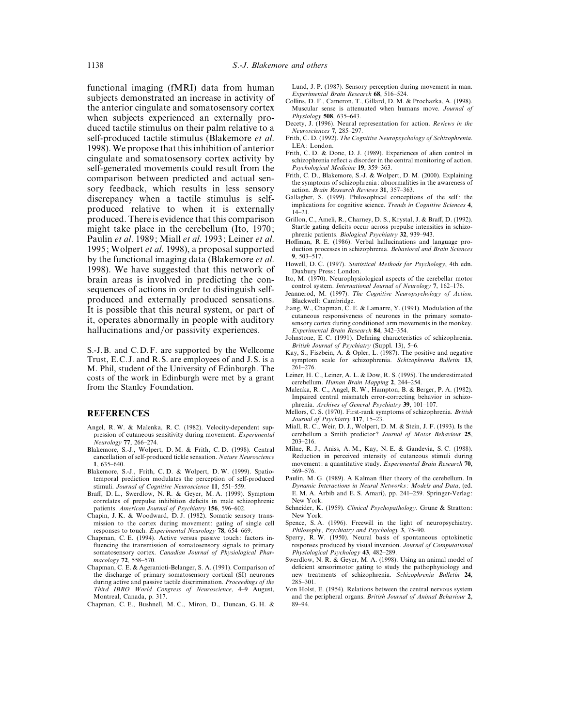functional imaging (fMRI) data from human subjects demonstrated an increase in activity of the anterior cingulate and somatosensory cortex when subjects experienced an externally produced tactile stimulus on their palm relative to a self-produced tactile stimulus (Blakemore *et al.* 1998). We propose that this inhibition of anterior cingulate and somatosensory cortex activity by self-generated movements could result from the comparison between predicted and actual sensory feedback, which results in less sensory discrepancy when a tactile stimulus is self-produced relative to when it is externally produced. There is evidence that this comparison might take place in the cerebellum (Ito, 1970; Paulin *et al.* 1989; Miall *et al.* 1993; Leiner *et al.* 1995; Wolpert *et al.* 1998), a proposal supported by the functional imaging data (Blakemore *et al.* 1998). We have suggested that this network of brain areas is involved in predicting the consequences of actions in order to distinguish self-produced and externally produced sensations. It is possible that this neural system, or part of it, operates abnormally in people with auditory hallucinations and/or passivity experiences.

S.-J.B. and C.D.F. are supported by the Wellcome Trust, E.C.J. and R.S. are employees of and J.S. is a M. Phil, student of the University of Edinburgh. The costs of the work in Edinburgh were met by a grant from the Stanley Foundation.

## REFERENCES

Angel, R. W. & Malenka, R. C. (1982). Velocity-dependent suppression of cutaneous sensitivity during movement. *Experimental Neurology* **77**, 266–274.

Blakemore, S.-J., Wolpert, D. M. & Frith, C. D. (1998). Central cancellation of self-produced tickle sensation. *Nature Neuroscience* **1**, 635–640.

Blakemore, S.-J., Frith, C. D. & Wolpert, D. W. (1999). Spatio-temporal prediction modulates the perception of self-produced stimuli. *Journal of Cognitive Neuroscience* **11**, 551–559.

Braff, D. L., Swerdlow, N. R. & Geyer, M. A. (1999). Symptom correlates of prepulse inhibition deficits in male schizophrenic patients. *American Journal of Psychiatry* **156**, 596–602.

Chapin, J. K. & Woodward, D. J. (1982). Somatic sensory transmission to the cortex during movement: gating of single cell responses to touch. *Experimental Neurology* **78**, 654–669.

Chapman, C. E. (1994). Active versus passive touch: factors influencing the transmission of somatosensory signals to primary somatosensory cortex. *Canadian Journal of Physiological Pharmacology* **72**, 558–570.

Chapman, C. E. & Ageranioti-Belanger, S. A. (1991). Comparison of the discharge of primary somatosensory cortical (SI) neurones during active and passive tactile discrimination. *Proceedings of the Third IBRO World Congress of Neuroscience*, 4–9 August, Montreal, Canada, p. 317.

Chapman, C. E., Bushnell, M. C., Miron, D., Duncan, G. H. & Lund, J. P. (1987). Sensory perception during movement in man. *Experimental Brain Research* **68**, 516–524.

Collins, D. F., Cameron, T., Gillard, D. M. & Prochazka, A. (1998). Muscular sense is attenuated when humans move. *Journal of Physiology* **508**, 635–643.

Decety, J. (1996). Neural representation for action. *Reviews in the Neurosciences* **7**, 285–297.

Frith, C. D. (1992). *The Cognitive Neuropsychology of Schizophrenia*. LEA: London.

Frith, C. D. & Done, D. J. (1989). Experiences of alien control in schizophrenia reflect a disorder in the central monitoring of action. *Psychological Medicine* **19**, 359–363.

Frith, C. D., Blakemore, S.-J. & Wolpert, D. M. (2000). Explaining the symptoms of schizophrenia: abnormalities in the awareness of action. *Brain Research Reviews* **31**, 357–363.

Gallagher, S. (1999). Philosophical conceptions of the self: the implications for cognitive science. *Trends in Cognitive Sciences* **4**, 14–21.

Grillon, C., Ameli, R., Charney, D. S., Krystal, J. & Braff, D. (1992). Startle gating deficits occur across prepulse intensities in schizophrenic patients. *Biological Psychiatry* **32**, 939–943.

Hoffman, R. E. (1986). Verbal hallucinations and language production processes in schizophrenia. *Behavioral and Brain Sciences* **9**, 503–517.

Howell, D. C. (1997). *Statistical Methods for Psychology*, 4th edn. Duxbury Press: London.

Ito, M. (1970). Neurophysiological aspects of the cerebellar motor control system. *International Journal of Neurology* **7**, 162–176.

Jeannerod, M. (1997). *The Cognitive Neuropsychology of Action*. Blackwell: Cambridge.

Jiang, W., Chapman, C. E. & Lamarre, Y. (1991). Modulation of the cutaneous responsiveness of neurones in the primary somatosensory cortex during conditioned arm movements in the monkey. *Experimental Brain Research* **84**, 342–354.

Johnstone, E. C. (1991). Defining characteristics of schizophrenia. *British Journal of Psychiatry* (Suppl. 13), 5–6.

Kay, S., Fiszbein, A. & Opler, L. (1987). The positive and negative symptom scale for schizophrenia. *Schizophrenia Bulletin* **13**, 261–276.

Leiner, H. C., Leiner, A. L. & Dow, R. S. (1995). The underestimated cerebellum. *Human Brain Mapping* **2**, 244–254.

Malenka, R. C., Angel, R. W., Hampton, B. & Berger, P. A. (1982). Impaired central mismatch error-correcting behavior in schizophrenia. *Archives of General Psychiatry* **39**, 101–107.

Mellors, C. S. (1970). First-rank symptoms of schizophrenia. *British Journal of Psychiatry* **117**, 15–23.

Miall, R. C., Weir, D. J., Wolpert, D. M. & Stein, J. F. (1993). Is the cerebellum a Smith predictor? *Journal of Motor Behaviour* **25**, 203–216.

Milne, R. J., Aniss, A. M., Kay, N. E. & Gandevia, S. C. (1988). Reduction in perceived intensity of cutaneous stimuli during movement: a quantitative study. *Experimental Brain Research* **70**, 569–576.

Paulin, M. G. (1989). A Kalman filter theory of the cerebellum. In *Dynamic Interactions in Neural Networks: Models and Data*, (ed. E. M. A. Arbib and E. S. Amari), pp. 241–259. Springer-Verlag: New York.

Schneider, K. (1959). *Clinical Psychopathology*. Grune & Stratton: New York.

Spence, S. A. (1996). Freewill in the light of neuropsychiatry. *Philosophy, Psychiatry and Psychology* **3**, 75–90.

Sperry, R. W. (1950). Neural basis of spontaneous optokinetic responses produced by visual inversion. *Journal of Computational Physiological Psychology* **43**, 482–289.

Swerdlow, N. R. & Geyer, M. A. (1998). Using an animal model of deficient sensorimotor gating to study the pathophysiology and new treatments of schizophrenia. *Schizophrenia Bulletin* **24**, 285–301.

Von Holst, E. (1954). Relations between the central nervous system and the peripheral organs. *British Journal of Animal Behaviour* **2**, 89–94.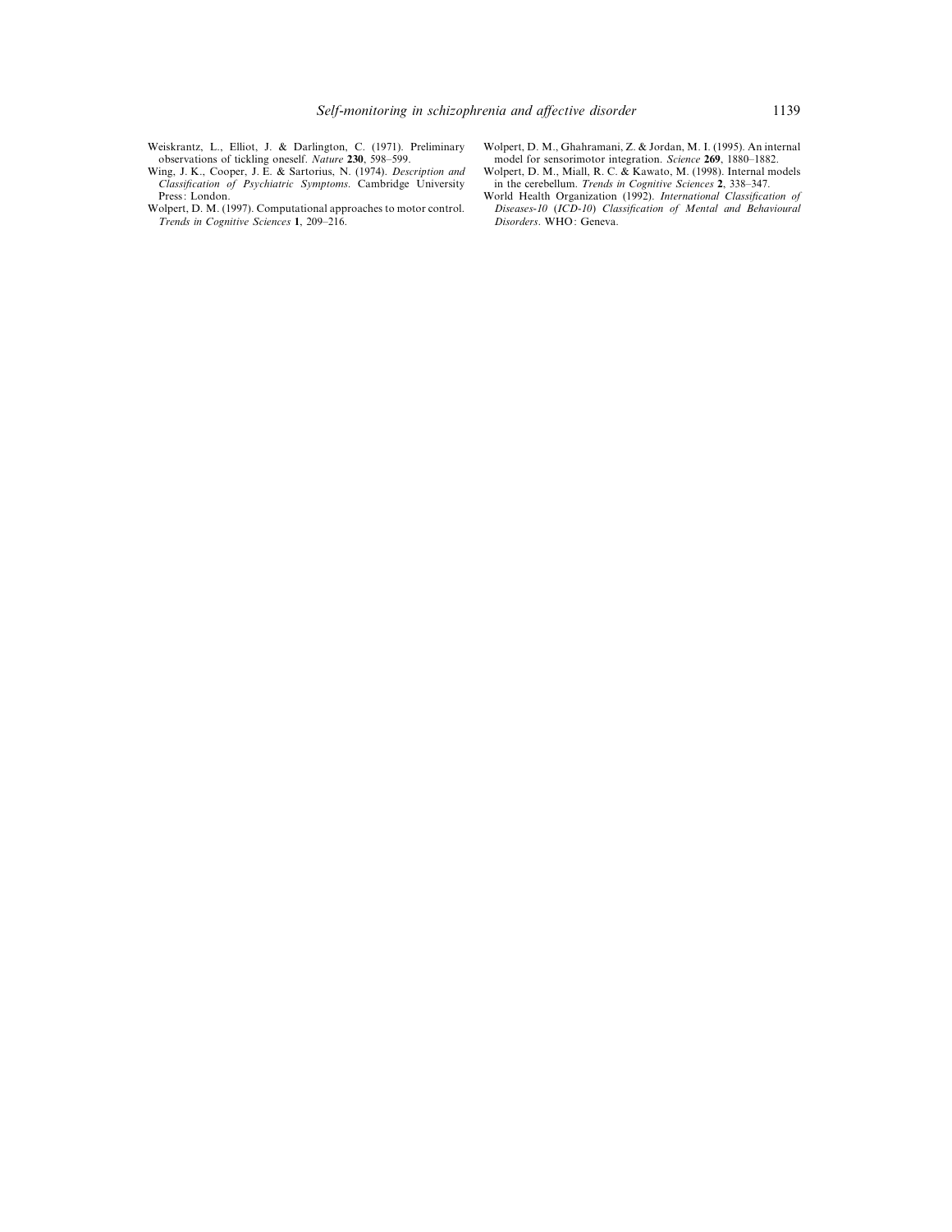Weiskrantz, L., Elliot, J. & Darlington, C. (1971). Preliminary observations of tickling oneself. *Nature* **230**, 598–599.

Wing, J. K., Cooper, J. E. & Sartorius, N. (1974). *Description and Classification of Psychiatric Symptoms*. Cambridge University Press: London.

Wolpert, D. M. (1997). Computational approaches to motor control. *Trends in Cognitive Sciences* **1**, 209–216.

Wolpert, D. M., Ghahramani, Z. & Jordan, M. I. (1995). An internal model for sensorimotor integration. *Science* **269**, 1880–1882.

Wolpert, D. M., Miall, R. C. & Kawato, M. (1998). Internal models in the cerebellum. *Trends in Cognitive Sciences* **2**, 338–347.

World Health Organization (1992). *International Classification of Diseases-10 (ICD-10) Classification of Mental and Behavioural Disorders*. WHO: Geneva.